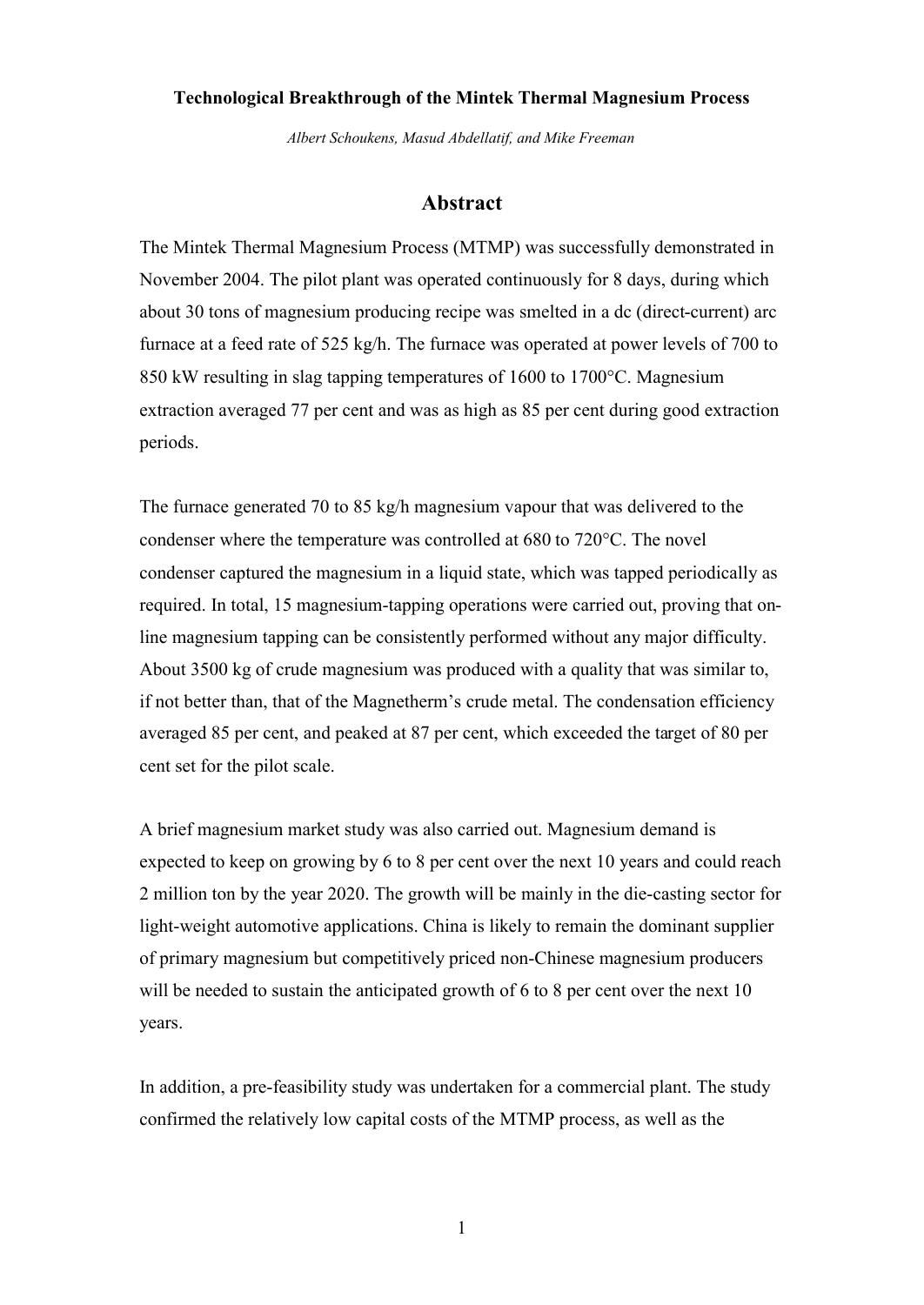**Technological Breakthrough of the Mintek Thermal Magnesium Process**

*Albert Schoukens, Masud Abdellatif, and Mike Freeman*

## Abstract

The Mintek Thermal Magnesium Process (MTMP) was successfully demonstrated in November 2004. The pilot plant was operated continuously for 8 days, during which about 30 tons of magnesium producing recipe was smelted in a dc (direct-current) arc furnace at a feed rate of 525 kg/h. The furnace was operated at power levels of 700 to 850 kW resulting in slag tapping temperatures of 1600 to 1700°C. Magnesium extraction averaged 77 per cent and was as high as 85 per cent during good extraction periods.

The furnace generated 70 to 85 kg/h magnesium vapour that was delivered to the condenser where the temperature was controlled at 680 to 720°C. The novel condenser captured the magnesium in a liquid state, which was tapped periodically as required. In total, 15 magnesium-tapping operations were carried out, proving that on-line magnesium tapping can be consistently performed without any major difficulty. About 3500 kg of crude magnesium was produced with a quality that was similar to, if not better than, that of the Magnetherm's crude metal. The condensation efficiency averaged 85 per cent, and peaked at 87 per cent, which exceeded the target of 80 per cent set for the pilot scale.

A brief magnesium market study was also carried out. Magnesium demand is expected to keep on growing by 6 to 8 per cent over the next 10 years and could reach 2 million ton by the year 2020. The growth will be mainly in the die-casting sector for light-weight automotive applications. China is likely to remain the dominant supplier of primary magnesium but competitively priced non-Chinese magnesium producers will be needed to sustain the anticipated growth of 6 to 8 per cent over the next 10 years.

In addition, a pre-feasibility study was undertaken for a commercial plant. The study confirmed the relatively low capital costs of the MTMP process, as well as the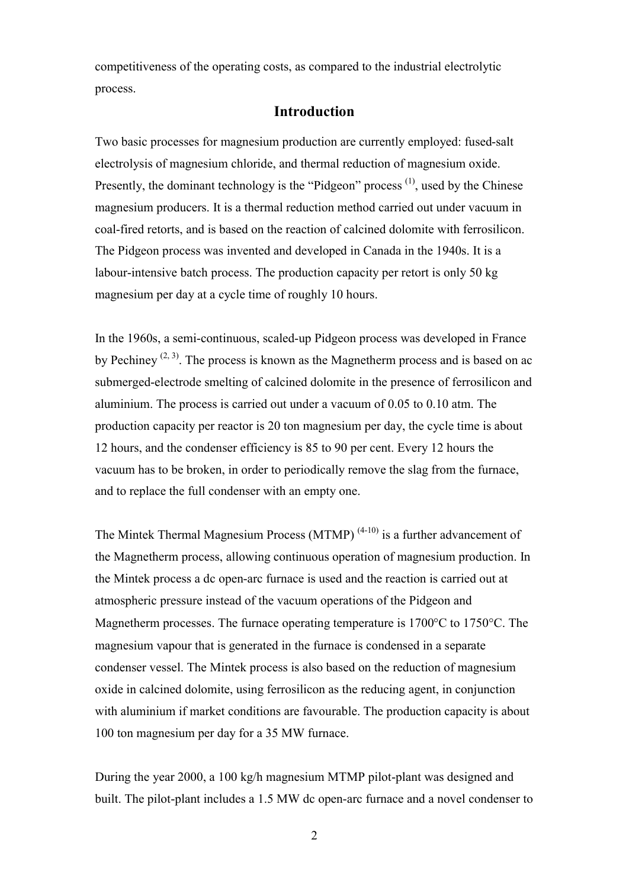competitiveness of the operating costs, as compared to the industrial electrolytic process.

## Introduction

Two basic processes for magnesium production are currently employed: fused-salt electrolysis of magnesium chloride, and thermal reduction of magnesium oxide. Presently, the dominant technology is the "Pidgeon" process [1], used by the Chinese magnesium producers. It is a thermal reduction method carried out under vacuum in coal-fired retorts, and is based on the reaction of calcined dolomite with ferrosilicon. The Pidgeon process was invented and developed in Canada in the 1940s. It is a labour-intensive batch process. The production capacity per retort is only 50 kg magnesium per day at a cycle time of roughly 10 hours.

In the 1960s, a semi-continuous, scaled-up Pidgeon process was developed in France by Pechiney [2, 3]. The process is known as the Magnetherm process and is based on ac submerged-electrode smelting of calcined dolomite in the presence of ferrosilicon and aluminium. The process is carried out under a vacuum of 0.05 to 0.10 atm. The production capacity per reactor is 20 ton magnesium per day, the cycle time is about 12 hours, and the condenser efficiency is 85 to 90 per cent. Every 12 hours the vacuum has to be broken, in order to periodically remove the slag from the furnace, and to replace the full condenser with an empty one.

The Mintek Thermal Magnesium Process (MTMP) [4-10] is a further advancement of the Magnetherm process, allowing continuous operation of magnesium production. In the Mintek process a dc open-arc furnace is used and the reaction is carried out at atmospheric pressure instead of the vacuum operations of the Pidgeon and Magnetherm processes. The furnace operating temperature is 1700°C to 1750°C. The magnesium vapour that is generated in the furnace is condensed in a separate condenser vessel. The Mintek process is also based on the reduction of magnesium oxide in calcined dolomite, using ferrosilicon as the reducing agent, in conjunction with aluminium if market conditions are favourable. The production capacity is about 100 ton magnesium per day for a 35 MW furnace.

During the year 2000, a 100 kg/h magnesium MTMP pilot-plant was designed and built. The pilot-plant includes a 1.5 MW dc open-arc furnace and a novel condenser to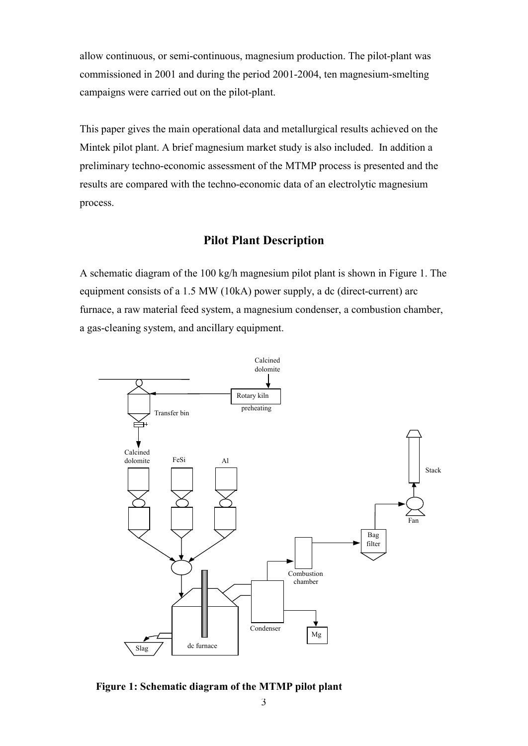allow continuous, or semi-continuous, magnesium production. The pilot-plant was commissioned in 2001 and during the period 2001-2004, ten magnesium-smelting campaigns were carried out on the pilot-plant.

This paper gives the main operational data and metallurgical results achieved on the Mintek pilot plant. A brief magnesium market study is also included. In addition a preliminary techno-economic assessment of the MTMP process is presented and the results are compared with the techno-economic data of an electrolytic magnesium process.

## Pilot Plant Description

A schematic diagram of the 100 kg/h magnesium pilot plant is shown in Figure 1. The equipment consists of a 1.5 MW (10kA) power supply, a dc (direct-current) arc furnace, a raw material feed system, a magnesium condenser, a combustion chamber, a gas-cleaning system, and ancillary equipment.

**Figure 1: Schematic diagram of the MTMP pilot plant**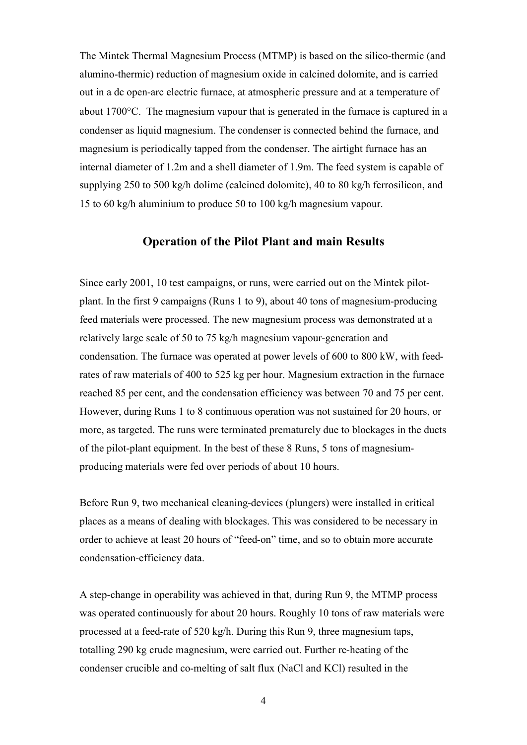The Mintek Thermal Magnesium Process (MTMP) is based on the silico-thermic (and alumino-thermic) reduction of magnesium oxide in calcined dolomite, and is carried out in a dc open-arc electric furnace, at atmospheric pressure and at a temperature of about 1700°C. The magnesium vapour that is generated in the furnace is captured in a condenser as liquid magnesium. The condenser is connected behind the furnace, and magnesium is periodically tapped from the condenser. The airtight furnace has an internal diameter of 1.2m and a shell diameter of 1.9m. The feed system is capable of supplying 250 to 500 kg/h dolime (calcined dolomite), 40 to 80 kg/h ferrosilicon, and 15 to 60 kg/h aluminium to produce 50 to 100 kg/h magnesium vapour.

## Operation of the Pilot Plant and main Results

Since early 2001, 10 test campaigns, or runs, were carried out on the Mintek pilot-plant. In the first 9 campaigns (Runs 1 to 9), about 40 tons of magnesium-producing feed materials were processed. The new magnesium process was demonstrated at a relatively large scale of 50 to 75 kg/h magnesium vapour-generation and condensation. The furnace was operated at power levels of 600 to 800 kW, with feed-rates of raw materials of 400 to 525 kg per hour. Magnesium extraction in the furnace reached 85 per cent, and the condensation efficiency was between 70 and 75 per cent. However, during Runs 1 to 8 continuous operation was not sustained for 20 hours, or more, as targeted. The runs were terminated prematurely due to blockages in the ducts of the pilot-plant equipment. In the best of these 8 Runs, 5 tons of magnesium-producing materials were fed over periods of about 10 hours.

Before Run 9, two mechanical cleaning-devices (plungers) were installed in critical places as a means of dealing with blockages. This was considered to be necessary in order to achieve at least 20 hours of "feed-on" time, and so to obtain more accurate condensation-efficiency data.

A step-change in operability was achieved in that, during Run 9, the MTMP process was operated continuously for about 20 hours. Roughly 10 tons of raw materials were processed at a feed-rate of 520 kg/h. During this Run 9, three magnesium taps, totalling 290 kg crude magnesium, were carried out. Further re-heating of the condenser crucible and co-melting of salt flux (NaCl and KCl) resulted in the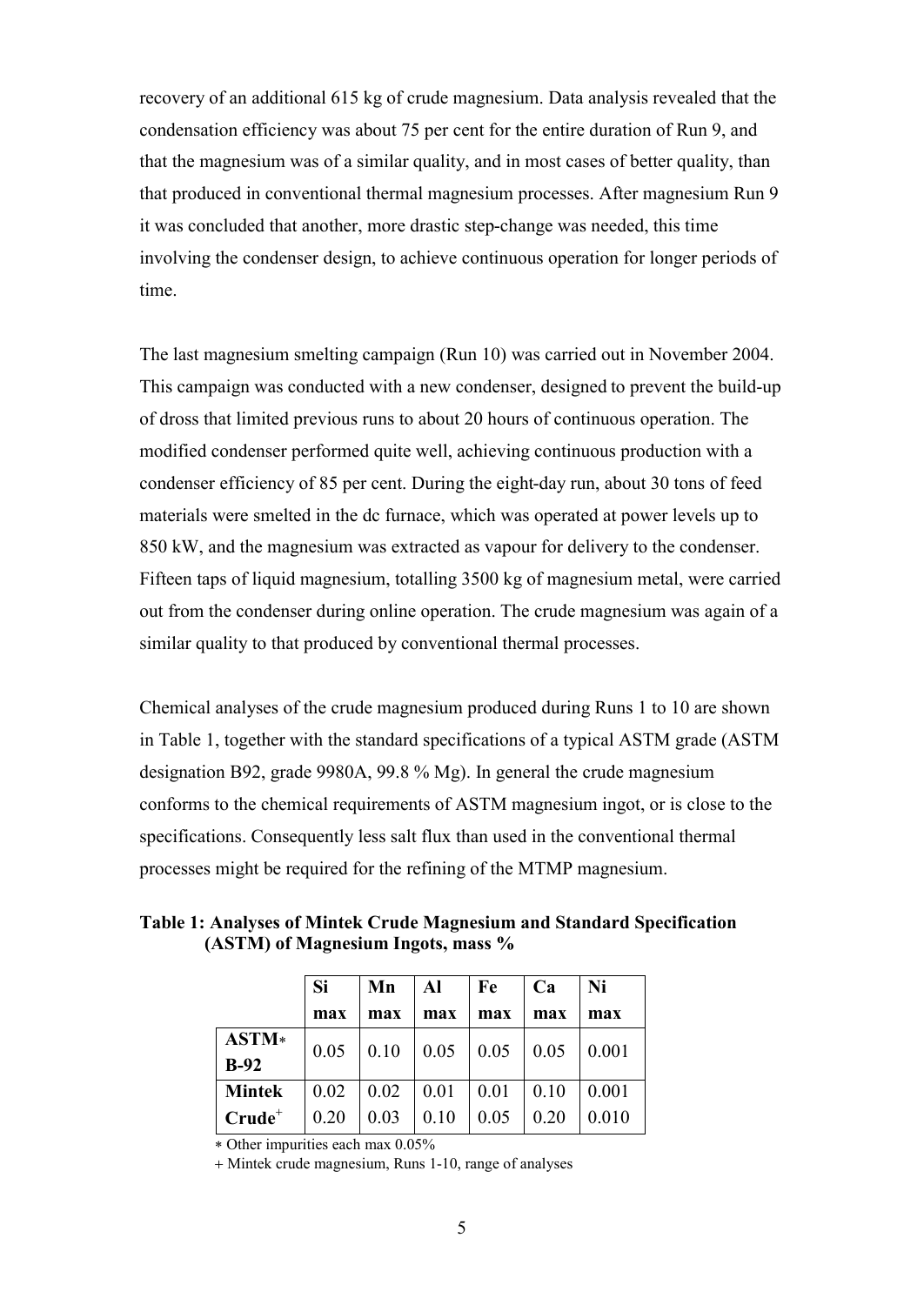recovery of an additional 615 kg of crude magnesium. Data analysis revealed that the condensation efficiency was about 75 per cent for the entire duration of Run 9, and that the magnesium was of a similar quality, and in most cases of better quality, than that produced in conventional thermal magnesium processes. After magnesium Run 9 it was concluded that another, more drastic step-change was needed, this time involving the condenser design, to achieve continuous operation for longer periods of time.

The last magnesium smelting campaign (Run 10) was carried out in November 2004. This campaign was conducted with a new condenser, designed to prevent the build-up of dross that limited previous runs to about 20 hours of continuous operation. The modified condenser performed quite well, achieving continuous production with a condenser efficiency of 85 per cent. During the eight-day run, about 30 tons of feed materials were smelted in the dc furnace, which was operated at power levels up to 850 kW, and the magnesium was extracted as vapour for delivery to the condenser. Fifteen taps of liquid magnesium, totalling 3500 kg of magnesium metal, were carried out from the condenser during online operation. The crude magnesium was again of a similar quality to that produced by conventional thermal processes.

Chemical analyses of the crude magnesium produced during Runs 1 to 10 are shown in Table 1, together with the standard specifications of a typical ASTM grade (ASTM designation B92, grade 9980A, 99.8 % Mg). In general the crude magnesium conforms to the chemical requirements of ASTM magnesium ingot, or is close to the specifications. Consequently less salt flux than used in the conventional thermal processes might be required for the refining of the MTMP magnesium.

**Table 1: Analyses of Mintek Crude Magnesium and Standard Specification (ASTM) of Magnesium Ingots, mass %**

| | Si max | Mn max | Al max | Fe max | Ca max | Ni max |
|---|---|---|---|---|---|---|
| **ASTM* B-92** | 0.05 | 0.10 | 0.05 | 0.05 | 0.05 | 0.001 |
| **Mintek Crude+** | 0.02 0.20 | 0.02 0.03 | 0.01 0.10 | 0.01 0.05 | 0.10 0.20 | 0.001 0.010 |

* Other impurities each max 0.05%

+ Mintek crude magnesium, Runs 1-10, range of analyses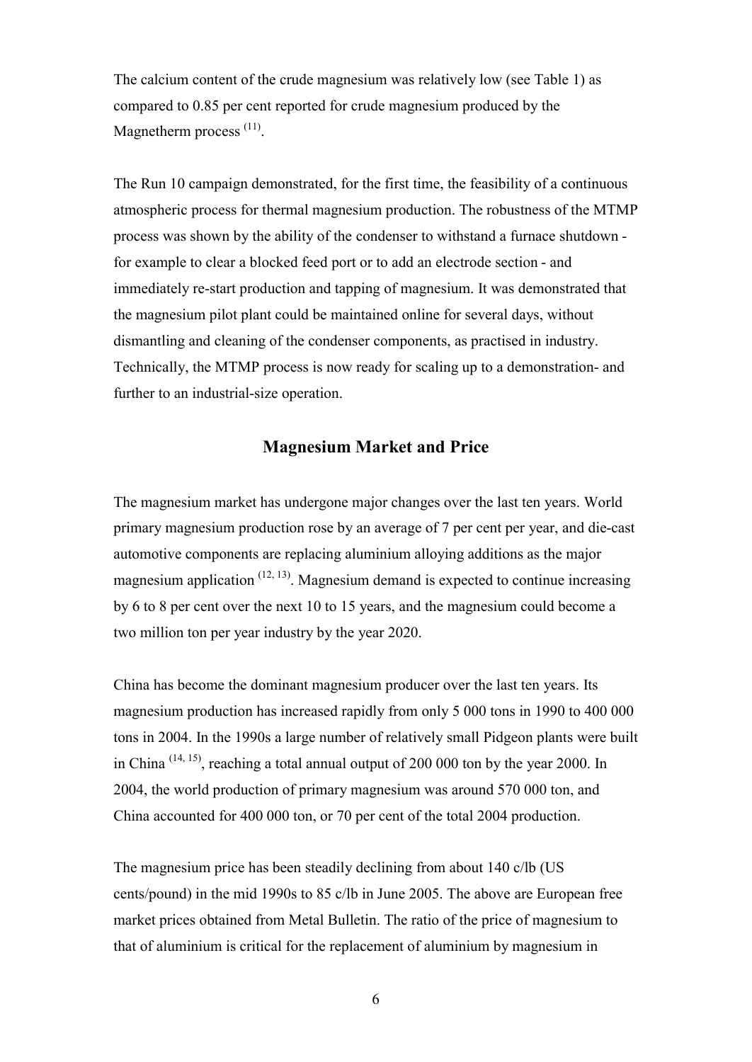The calcium content of the crude magnesium was relatively low (see Table 1) as compared to 0.85 per cent reported for crude magnesium produced by the Magnetherm process [11].

The Run 10 campaign demonstrated, for the first time, the feasibility of a continuous atmospheric process for thermal magnesium production. The robustness of the MTMP process was shown by the ability of the condenser to withstand a furnace shutdown - for example to clear a blocked feed port or to add an electrode section - and immediately re-start production and tapping of magnesium. It was demonstrated that the magnesium pilot plant could be maintained online for several days, without dismantling and cleaning of the condenser components, as practised in industry. Technically, the MTMP process is now ready for scaling up to a demonstration- and further to an industrial-size operation.

## Magnesium Market and Price

The magnesium market has undergone major changes over the last ten years. World primary magnesium production rose by an average of 7 per cent per year, and die-cast automotive components are replacing aluminium alloying additions as the major magnesium application [12, 13]. Magnesium demand is expected to continue increasing by 6 to 8 per cent over the next 10 to 15 years, and the magnesium could become a two million ton per year industry by the year 2020.

China has become the dominant magnesium producer over the last ten years. Its magnesium production has increased rapidly from only 5 000 tons in 1990 to 400 000 tons in 2004. In the 1990s a large number of relatively small Pidgeon plants were built in China [14, 15], reaching a total annual output of 200 000 ton by the year 2000. In 2004, the world production of primary magnesium was around 570 000 ton, and China accounted for 400 000 ton, or 70 per cent of the total 2004 production.

The magnesium price has been steadily declining from about 140 c/lb (US cents/pound) in the mid 1990s to 85 c/lb in June 2005. The above are European free market prices obtained from Metal Bulletin. The ratio of the price of magnesium to that of aluminium is critical for the replacement of aluminium by magnesium in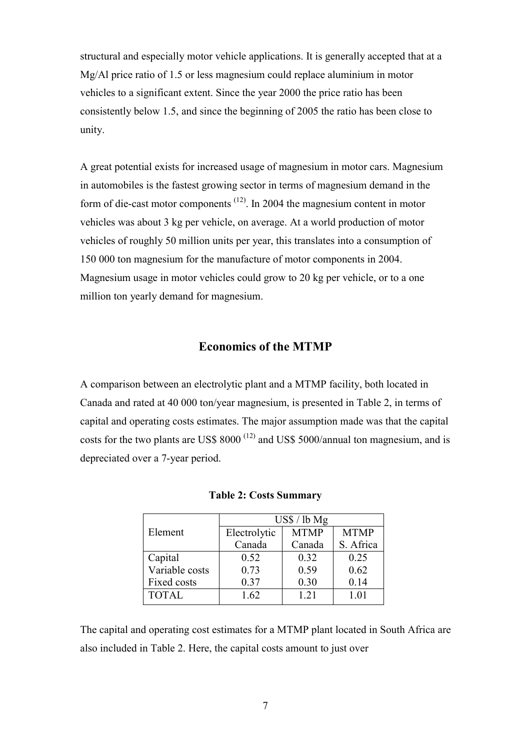structural and especially motor vehicle applications. It is generally accepted that at a Mg/Al price ratio of 1.5 or less magnesium could replace aluminium in motor vehicles to a significant extent. Since the year 2000 the price ratio has been consistently below 1.5, and since the beginning of 2005 the ratio has been close to unity.

A great potential exists for increased usage of magnesium in motor cars. Magnesium in automobiles is the fastest growing sector in terms of magnesium demand in the form of die-cast motor components [12]. In 2004 the magnesium content in motor vehicles was about 3 kg per vehicle, on average. At a world production of motor vehicles of roughly 50 million units per year, this translates into a consumption of 150 000 ton magnesium for the manufacture of motor components in 2004. Magnesium usage in motor vehicles could grow to 20 kg per vehicle, or to a one million ton yearly demand for magnesium.

## Economics of the MTMP

A comparison between an electrolytic plant and a MTMP facility, both located in Canada and rated at 40 000 ton/year magnesium, is presented in Table 2, in terms of capital and operating costs estimates. The major assumption made was that the capital costs for the two plants are US$ 8000 [12] and US$ 5000/annual ton magnesium, and is depreciated over a 7-year period.

**Table 2: Costs Summary**

| Element | US$ / lb Mg | | |
|---|---|---|---|
| | Electrolytic Canada | MTMP Canada | MTMP S. Africa |
| Capital | 0.52 | 0.32 | 0.25 |
| Variable costs | 0.73 | 0.59 | 0.62 |
| Fixed costs | 0.37 | 0.30 | 0.14 |
| TOTAL | 1.62 | 1.21 | 1.01 |

The capital and operating cost estimates for a MTMP plant located in South Africa are also included in Table 2. Here, the capital costs amount to just over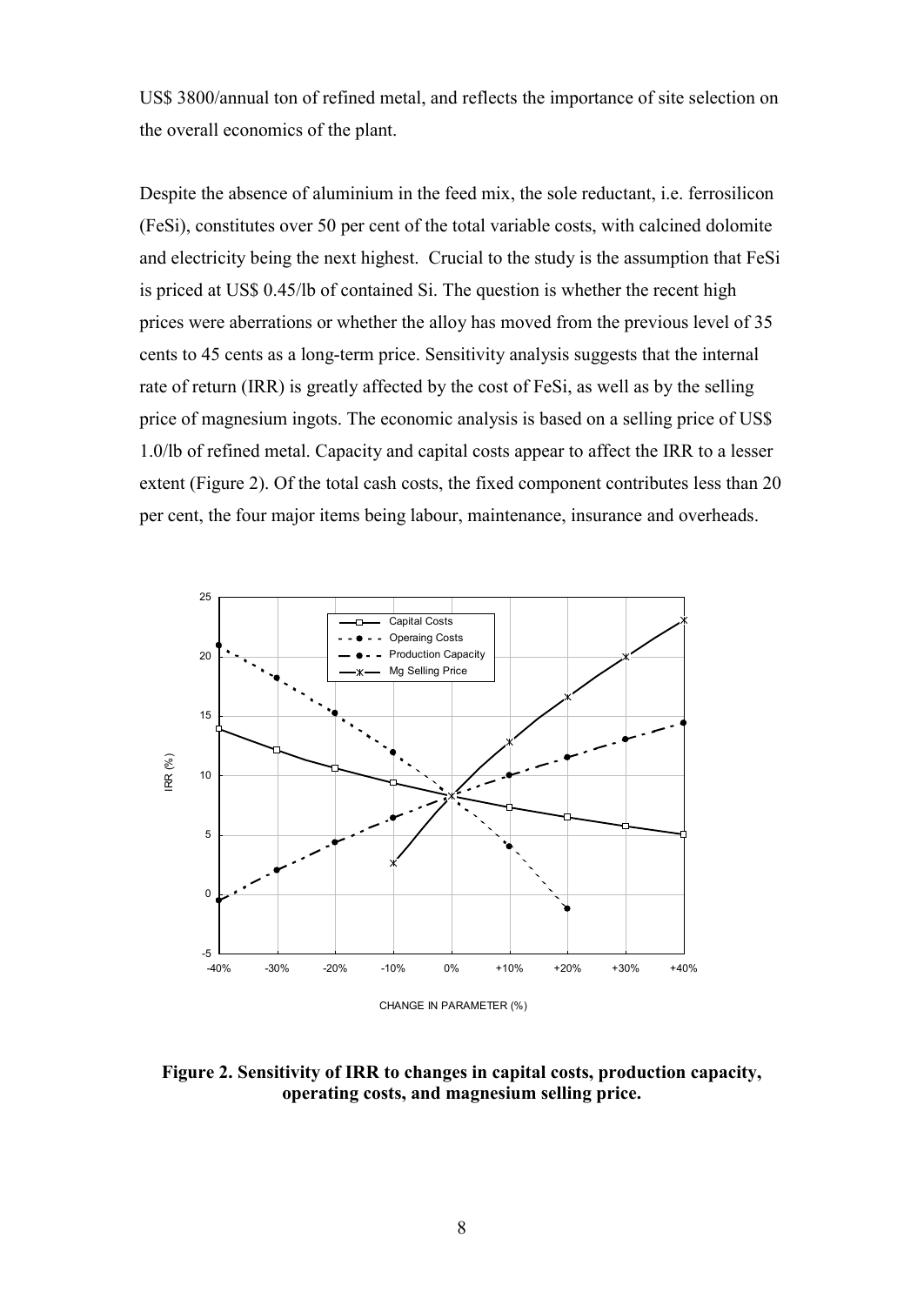US$ 3800/annual ton of refined metal, and reflects the importance of site selection on the overall economics of the plant.

Despite the absence of aluminium in the feed mix, the sole reductant, i.e. ferrosilicon (FeSi), constitutes over 50 per cent of the total variable costs, with calcined dolomite and electricity being the next highest. Crucial to the study is the assumption that FeSi is priced at US$ 0.45/lb of contained Si. The question is whether the recent high prices were aberrations or whether the alloy has moved from the previous level of 35 cents to 45 cents as a long-term price. Sensitivity analysis suggests that the internal rate of return (IRR) is greatly affected by the cost of FeSi, as well as by the selling price of magnesium ingots. The economic analysis is based on a selling price of US$ 1.0/lb of refined metal. Capacity and capital costs appear to affect the IRR to a lesser extent (Figure 2). Of the total cash costs, the fixed component contributes less than 20 per cent, the four major items being labour, maintenance, insurance and overheads.

**Figure 2. Sensitivity of IRR to changes in capital costs, production capacity, operating costs, and magnesium selling price.**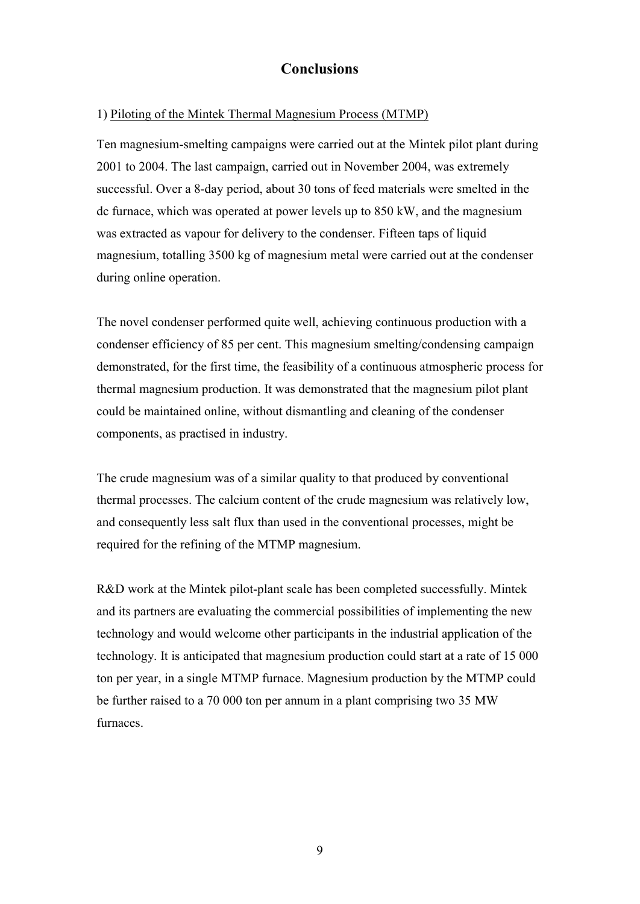# Conclusions

1) Piloting of the Mintek Thermal Magnesium Process (MTMP)

Ten magnesium-smelting campaigns were carried out at the Mintek pilot plant during 2001 to 2004. The last campaign, carried out in November 2004, was extremely successful. Over a 8-day period, about 30 tons of feed materials were smelted in the dc furnace, which was operated at power levels up to 850 kW, and the magnesium was extracted as vapour for delivery to the condenser. Fifteen taps of liquid magnesium, totalling 3500 kg of magnesium metal were carried out at the condenser during online operation.

The novel condenser performed quite well, achieving continuous production with a condenser efficiency of 85 per cent. This magnesium smelting/condensing campaign demonstrated, for the first time, the feasibility of a continuous atmospheric process for thermal magnesium production. It was demonstrated that the magnesium pilot plant could be maintained online, without dismantling and cleaning of the condenser components, as practised in industry.

The crude magnesium was of a similar quality to that produced by conventional thermal processes. The calcium content of the crude magnesium was relatively low, and consequently less salt flux than used in the conventional processes, might be required for the refining of the MTMP magnesium.

R&D work at the Mintek pilot-plant scale has been completed successfully. Mintek and its partners are evaluating the commercial possibilities of implementing the new technology and would welcome other participants in the industrial application of the technology. It is anticipated that magnesium production could start at a rate of 15 000 ton per year, in a single MTMP furnace. Magnesium production by the MTMP could be further raised to a 70 000 ton per annum in a plant comprising two 35 MW furnaces.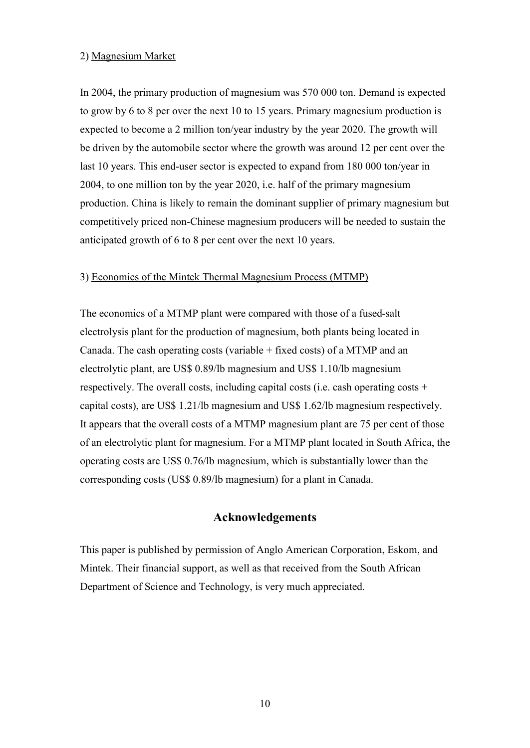2) <u>Magnesium Market</u>

In 2004, the primary production of magnesium was 570 000 ton. Demand is expected to grow by 6 to 8 per over the next 10 to 15 years. Primary magnesium production is expected to become a 2 million ton/year industry by the year 2020. The growth will be driven by the automobile sector where the growth was around 12 per cent over the last 10 years. This end-user sector is expected to expand from 180 000 ton/year in 2004, to one million ton by the year 2020, i.e. half of the primary magnesium production. China is likely to remain the dominant supplier of primary magnesium but competitively priced non-Chinese magnesium producers will be needed to sustain the anticipated growth of 6 to 8 per cent over the next 10 years.

3) <u>Economics of the Mintek Thermal Magnesium Process (MTMP)</u>

The economics of a MTMP plant were compared with those of a fused-salt electrolysis plant for the production of magnesium, both plants being located in Canada. The cash operating costs (variable + fixed costs) of a MTMP and an electrolytic plant, are US$ 0.89/lb magnesium and US$ 1.10/lb magnesium respectively. The overall costs, including capital costs (i.e. cash operating costs + capital costs), are US$ 1.21/lb magnesium and US$ 1.62/lb magnesium respectively. It appears that the overall costs of a MTMP magnesium plant are 75 per cent of those of an electrolytic plant for magnesium. For a MTMP plant located in South Africa, the operating costs are US$ 0.76/lb magnesium, which is substantially lower than the corresponding costs (US$ 0.89/lb magnesium) for a plant in Canada.

## Acknowledgements

This paper is published by permission of Anglo American Corporation, Eskom, and Mintek. Their financial support, as well as that received from the South African Department of Science and Technology, is very much appreciated.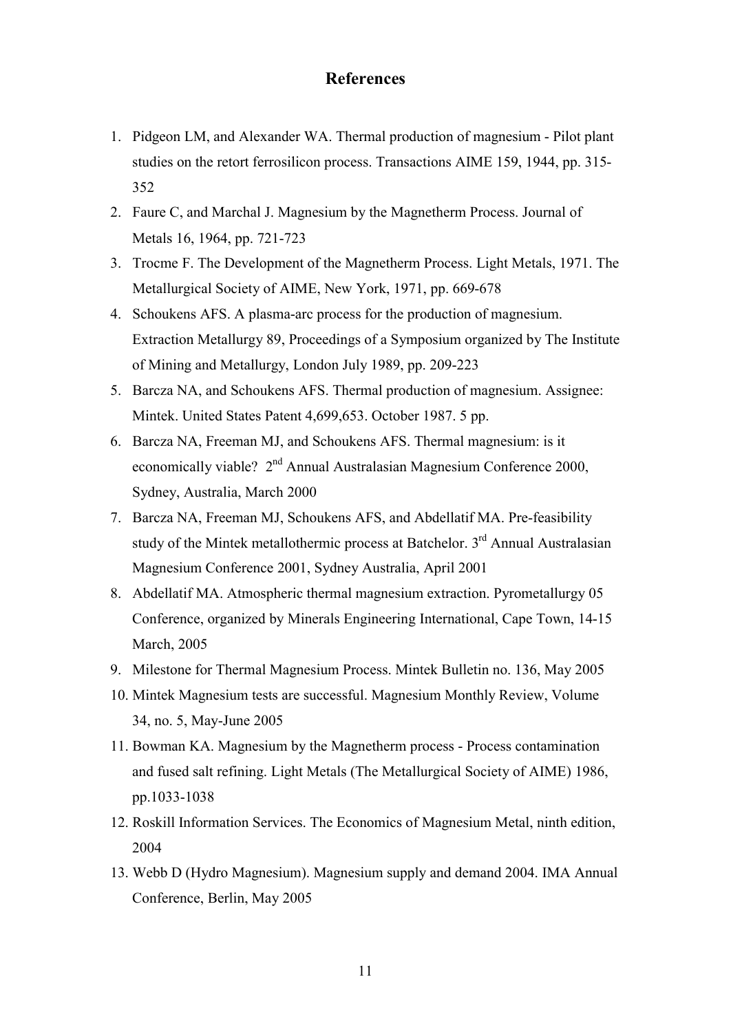# References

1. Pidgeon LM, and Alexander WA. Thermal production of magnesium - Pilot plant studies on the retort ferrosilicon process. Transactions AIME 159, 1944, pp. 315-352
2. Faure C, and Marchal J. Magnesium by the Magnetherm Process. Journal of Metals 16, 1964, pp. 721-723
3. Trocme F. The Development of the Magnetherm Process. Light Metals, 1971. The Metallurgical Society of AIME, New York, 1971, pp. 669-678
4. Schoukens AFS. A plasma-arc process for the production of magnesium. Extraction Metallurgy 89, Proceedings of a Symposium organized by The Institute of Mining and Metallurgy, London July 1989, pp. 209-223
5. Barcza NA, and Schoukens AFS. Thermal production of magnesium. Assignee: Mintek. United States Patent 4,699,653. October 1987. 5 pp.
6. Barcza NA, Freeman MJ, and Schoukens AFS. Thermal magnesium: is it economically viable? 2nd Annual Australasian Magnesium Conference 2000, Sydney, Australia, March 2000
7. Barcza NA, Freeman MJ, Schoukens AFS, and Abdellatif MA. Pre-feasibility study of the Mintek metallothermic process at Batchelor. 3rd Annual Australasian Magnesium Conference 2001, Sydney Australia, April 2001
8. Abdellatif MA. Atmospheric thermal magnesium extraction. Pyrometallurgy 05 Conference, organized by Minerals Engineering International, Cape Town, 14-15 March, 2005
9. Milestone for Thermal Magnesium Process. Mintek Bulletin no. 136, May 2005
10. Mintek Magnesium tests are successful. Magnesium Monthly Review, Volume 34, no. 5, May-June 2005
11. Bowman KA. Magnesium by the Magnetherm process - Process contamination and fused salt refining. Light Metals (The Metallurgical Society of AIME) 1986, pp.1033-1038
12. Roskill Information Services. The Economics of Magnesium Metal, ninth edition, 2004
13. Webb D (Hydro Magnesium). Magnesium supply and demand 2004. IMA Annual Conference, Berlin, May 2005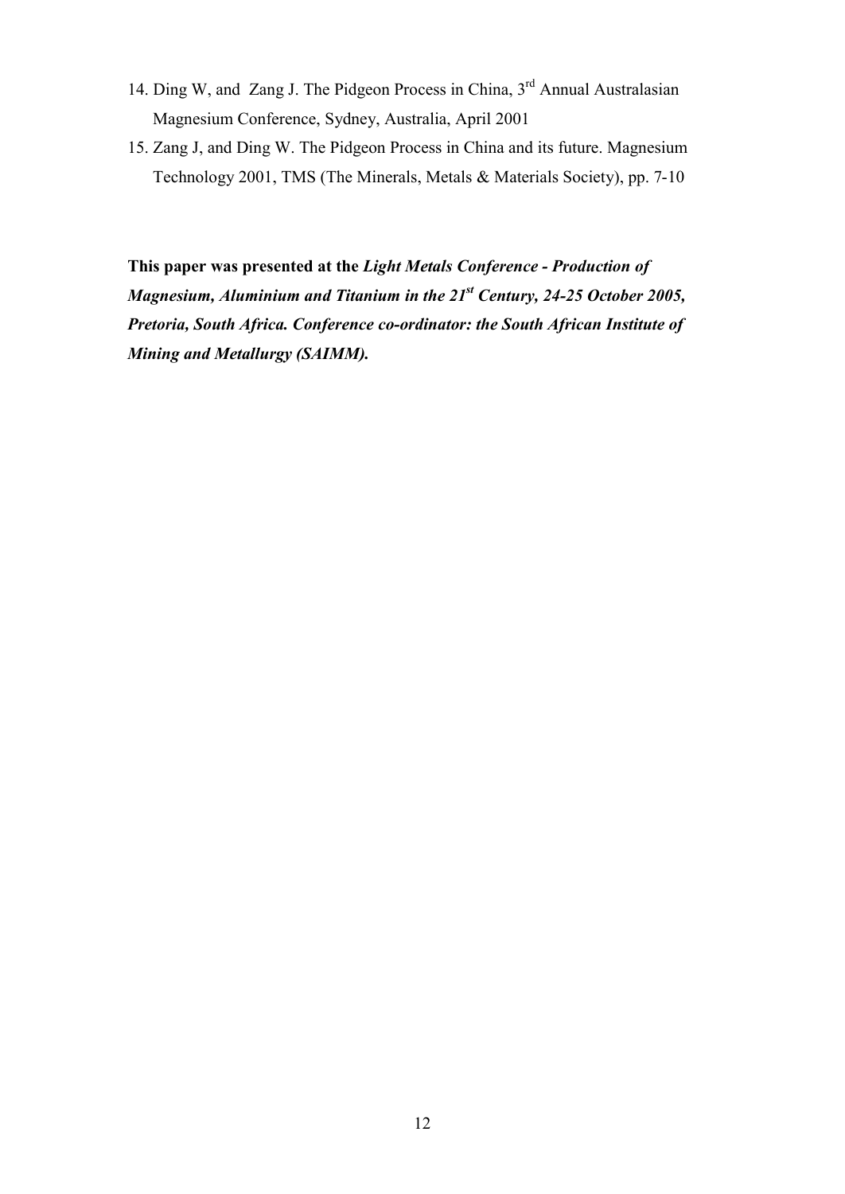14. Ding W, and Zang J. The Pidgeon Process in China, 3rd Annual Australasian Magnesium Conference, Sydney, Australia, April 2001
15. Zang J, and Ding W. The Pidgeon Process in China and its future. Magnesium Technology 2001, TMS (The Minerals, Metals & Materials Society), pp. 7-10

**This paper was presented at the *Light Metals Conference - Production of Magnesium, Aluminium and Titanium in the 21st Century, 24-25 October 2005, Pretoria, South Africa. Conference co-ordinator: the South African Institute of Mining and Metallurgy (SAIMM).***